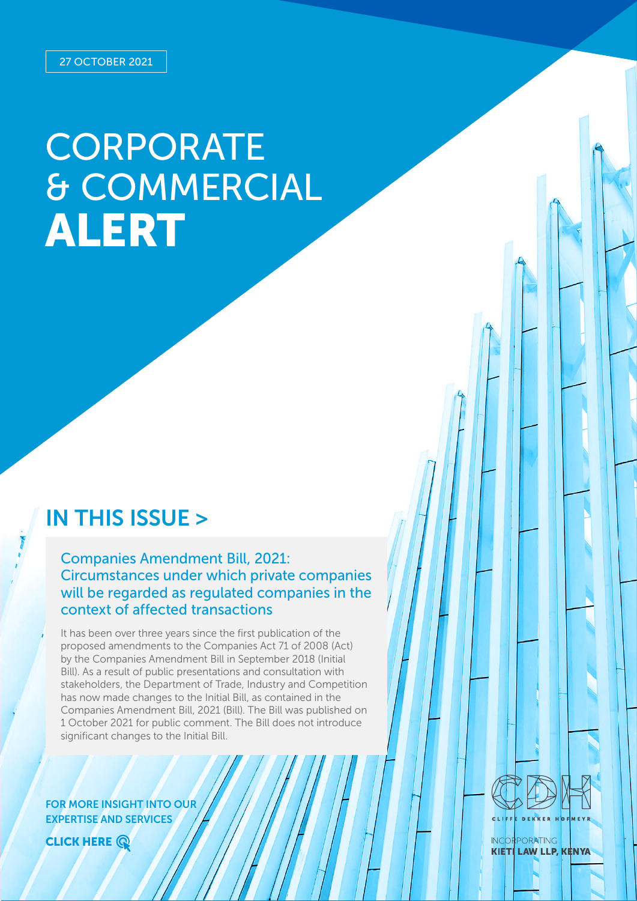27 OCTOBER 2021

# CORPORATE & COMMERCIAL **ALERT**

## IN THIS ISSUE >

### Companies Amendment Bill, 2021: Circumstances under which private companies will be regarded as regulated companies in the context of affected transactions

It has been over three years since the first publication of the proposed amendments to the Companies Act 71 of 2008 (Act) by the Companies Amendment Bill in September 2018 (Initial Bill). As a result of public presentations and consultation with stakeholders, the Department of Trade, Industry and Competition has now made changes to the Initial Bill, as contained in the Companies Amendment Bill, 2021 (Bill). The Bill was published on 1 October 2021 for public comment. The Bill does not introduce significant changes to the Initial Bill.

FOR MORE INSIGHT INTO OUR EXPERTISE AND SERVICES

**CLICK HERE**

CLIFFE DEKKER HOFMEYR

INCORPORATING
**KIETI LAW LLP, KENYA**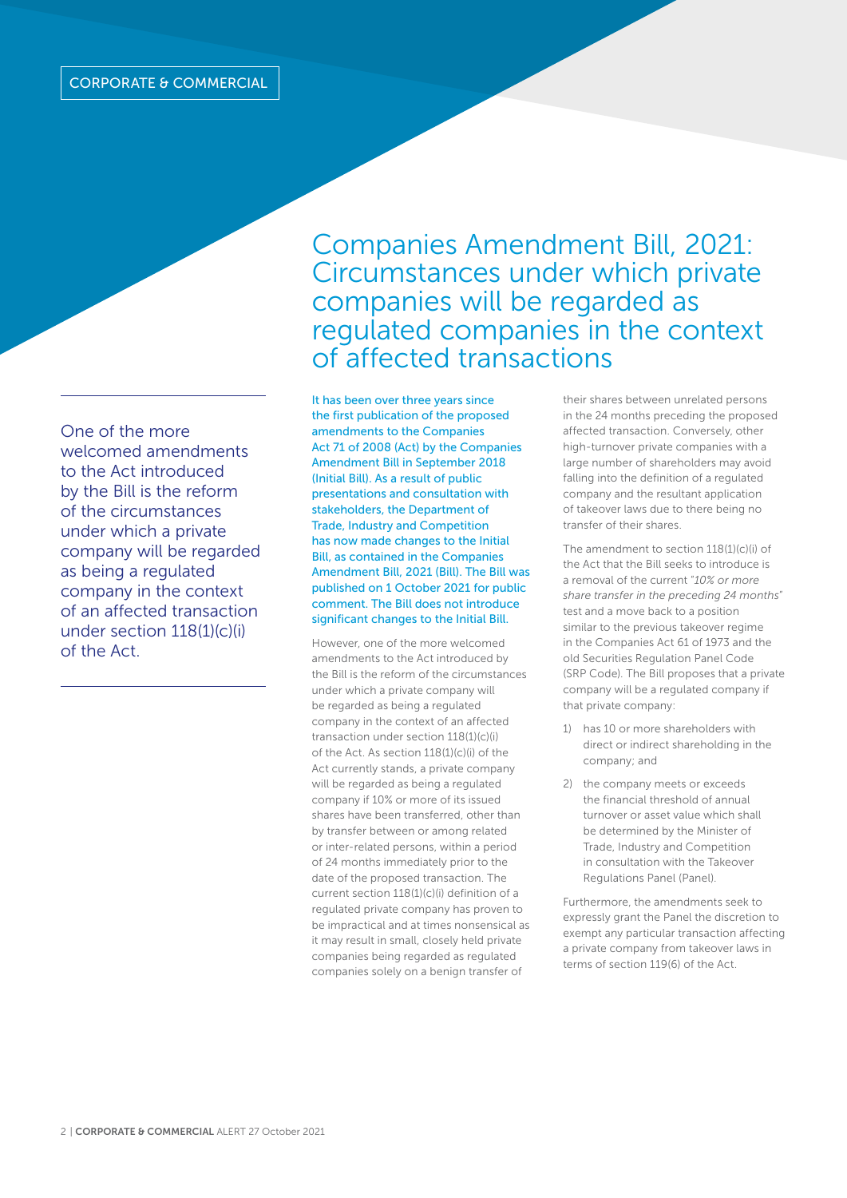CORPORATE & COMMERCIAL

# Companies Amendment Bill, 2021: Circumstances under which private companies will be regarded as regulated companies in the context of affected transactions

One of the more welcomed amendments to the Act introduced by the Bill is the reform of the circumstances under which a private company will be regarded as being a regulated company in the context of an affected transaction under section 118(1)(c)(i) of the Act.

It has been over three years since the first publication of the proposed amendments to the Companies Act 71 of 2008 (Act) by the Companies Amendment Bill in September 2018 (Initial Bill). As a result of public presentations and consultation with stakeholders, the Department of Trade, Industry and Competition has now made changes to the Initial Bill, as contained in the Companies Amendment Bill, 2021 (Bill). The Bill was published on 1 October 2021 for public comment. The Bill does not introduce significant changes to the Initial Bill.

However, one of the more welcomed amendments to the Act introduced by the Bill is the reform of the circumstances under which a private company will be regarded as being a regulated company in the context of an affected transaction under section 118(1)(c)(i) of the Act. As section 118(1)(c)(i) of the Act currently stands, a private company will be regarded as being a regulated company if 10% or more of its issued shares have been transferred, other than by transfer between or among related or inter-related persons, within a period of 24 months immediately prior to the date of the proposed transaction. The current section 118(1)(c)(i) definition of a regulated private company has proven to be impractical and at times nonsensical as it may result in small, closely held private companies being regarded as regulated companies solely on a benign transfer of their shares between unrelated persons in the 24 months preceding the proposed affected transaction. Conversely, other high-turnover private companies with a large number of shareholders may avoid falling into the definition of a regulated company and the resultant application of takeover laws due to there being no transfer of their shares.

The amendment to section 118(1)(c)(i) of the Act that the Bill seeks to introduce is a removal of the current "*10% or more share transfer in the preceding 24 months*" test and a move back to a position similar to the previous takeover regime in the Companies Act 61 of 1973 and the old Securities Regulation Panel Code (SRP Code). The Bill proposes that a private company will be a regulated company if that private company:

1) has 10 or more shareholders with direct or indirect shareholding in the company; and
2) the company meets or exceeds the financial threshold of annual turnover or asset value which shall be determined by the Minister of Trade, Industry and Competition in consultation with the Takeover Regulations Panel (Panel).

Furthermore, the amendments seek to expressly grant the Panel the discretion to exempt any particular transaction affecting a private company from takeover laws in terms of section 119(6) of the Act.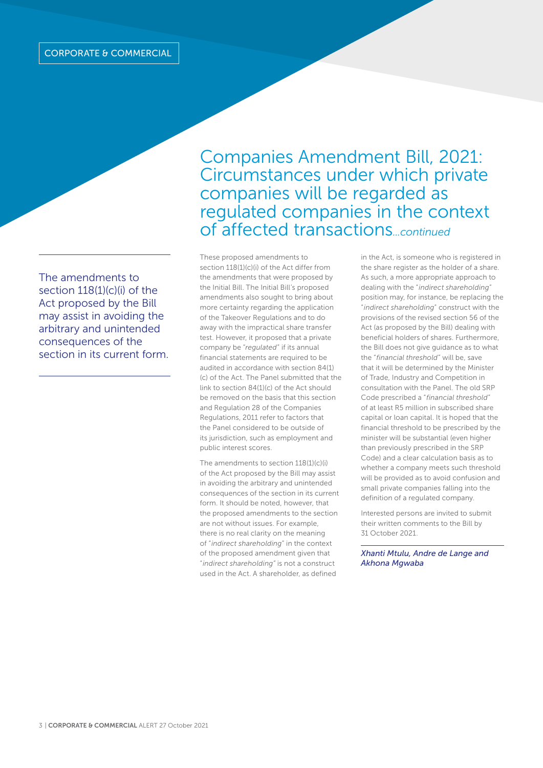CORPORATE & COMMERCIAL

# Companies Amendment Bill, 2021: Circumstances under which private companies will be regarded as regulated companies in the context of affected transactions*...continued*

> The amendments to section 118(1)(c)(i) of the Act proposed by the Bill may assist in avoiding the arbitrary and unintended consequences of the section in its current form.

These proposed amendments to section 118(1)(c)(i) of the Act differ from the amendments that were proposed by the Initial Bill. The Initial Bill's proposed amendments also sought to bring about more certainty regarding the application of the Takeover Regulations and to do away with the impractical share transfer test. However, it proposed that a private company be "*regulated*" if its annual financial statements are required to be audited in accordance with section 84(1)(c) of the Act. The Panel submitted that the link to section 84(1)(c) of the Act should be removed on the basis that this section and Regulation 28 of the Companies Regulations, 2011 refer to factors that the Panel considered to be outside of its jurisdiction, such as employment and public interest scores.

The amendments to section 118(1)(c)(i) of the Act proposed by the Bill may assist in avoiding the arbitrary and unintended consequences of the section in its current form. It should be noted, however, that the proposed amendments to the section are not without issues. For example, there is no real clarity on the meaning of "*indirect shareholding*" in the context of the proposed amendment given that "*indirect shareholding*" is not a construct used in the Act. A shareholder, as defined in the Act, is someone who is registered in the share register as the holder of a share. As such, a more appropriate approach to dealing with the "*indirect shareholding*" position may, for instance, be replacing the "*indirect shareholding*" construct with the provisions of the revised section 56 of the Act (as proposed by the Bill) dealing with beneficial holders of shares. Furthermore, the Bill does not give guidance as to what the "*financial threshold*" will be, save that it will be determined by the Minister of Trade, Industry and Competition in consultation with the Panel. The old SRP Code prescribed a "*financial threshold*" of at least R5 million in subscribed share capital or loan capital. It is hoped that the financial threshold to be prescribed by the minister will be substantial (even higher than previously prescribed in the SRP Code) and a clear calculation basis as to whether a company meets such threshold will be provided as to avoid confusion and small private companies falling into the definition of a regulated company.

Interested persons are invited to submit their written comments to the Bill by 31 October 2021.

*Xhanti Mtulu, Andre de Lange and Akhona Mgwaba*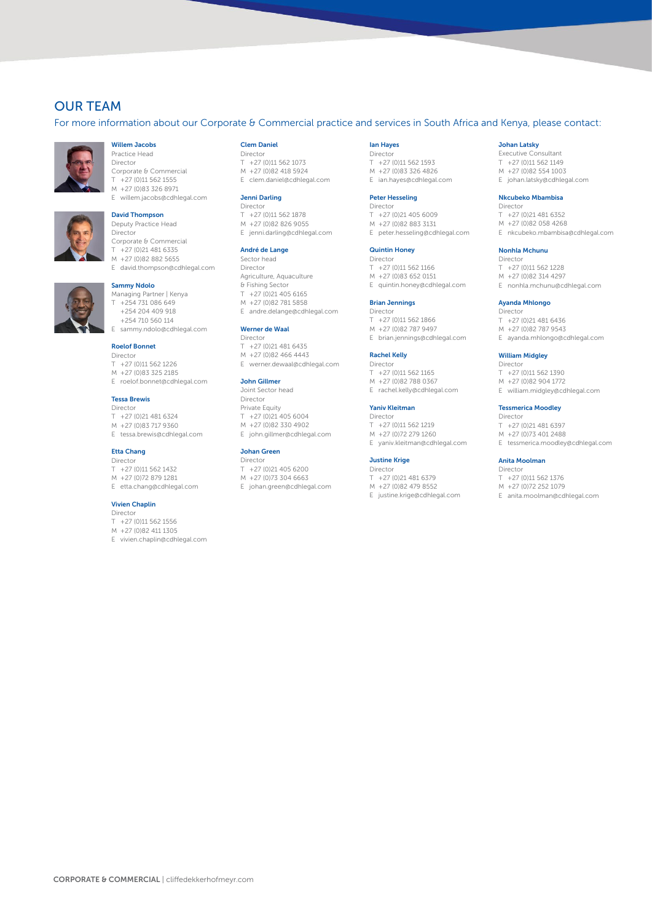## OUR TEAM

For more information about our Corporate & Commercial practice and services in South Africa and Kenya, please contact:

**Willem Jacobs**
Practice Head
Director
Corporate & Commercial
T +27 (0)11 562 1555
M +27 (0)83 326 8971
E willem.jacobs@cdhlegal.com

**David Thompson**
Deputy Practice Head
Director
Corporate & Commercial
T +27 (0)21 481 6335
M +27 (0)82 882 5655
E david.thompson@cdhlegal.com

**Sammy Ndolo**
Managing Partner | Kenya
T +254 731 086 649
+254 204 409 918
+254 710 560 114
E sammy.ndolo@cdhlegal.com

**Roelof Bonnet**
Director
T +27 (0)11 562 1226
M +27 (0)83 325 2185
E roelof.bonnet@cdhlegal.com

**Tessa Brewis**
Director
T +27 (0)21 481 6324
M +27 (0)83 717 9360
E tessa.brewis@cdhlegal.com

**Etta Chang**
Director
T +27 (0)11 562 1432
M +27 (0)72 879 1281
E etta.chang@cdhlegal.com

**Vivien Chaplin**
Director
T +27 (0)11 562 1556
M +27 (0)82 411 1305
E vivien.chaplin@cdhlegal.com

**Clem Daniel**
Director
T +27 (0)11 562 1073
M +27 (0)82 418 5924
E clem.daniel@cdhlegal.com

**Jenni Darling**
Director
T +27 (0)11 562 1878
M +27 (0)82 826 9055
E jenni.darling@cdhlegal.com

**André de Lange**
Sector head
Director
Agriculture, Aquaculture & Fishing Sector
T +27 (0)21 405 6165
M +27 (0)82 781 5858
E andre.delange@cdhlegal.com

**Werner de Waal**
Director
T +27 (0)21 481 6435
M +27 (0)82 466 4443
E werner.dewaal@cdhlegal.com

**John Gillmer**
Joint Sector head
Director
Private Equity
T +27 (0)21 405 6004
M +27 (0)82 330 4902
E john.gillmer@cdhlegal.com

**Johan Green**
Director
T +27 (0)21 405 6200
M +27 (0)73 304 6663
E johan.green@cdhlegal.com

**Ian Hayes**
Director
T +27 (0)11 562 1593
M +27 (0)83 326 4826
E ian.hayes@cdhlegal.com

**Peter Hesseling**
Director
T +27 (0)21 405 6009
M +27 (0)82 883 3131
E peter.hesseling@cdhlegal.com

**Quintin Honey**
Director
T +27 (0)11 562 1166
M +27 (0)83 652 0151
E quintin.honey@cdhlegal.com

**Brian Jennings**
Director
T +27 (0)11 562 1866
M +27 (0)82 787 9497
E brian.jennings@cdhlegal.com

**Rachel Kelly**
Director
T +27 (0)11 562 1165
M +27 (0)82 788 0367
E rachel.kelly@cdhlegal.com

**Yaniv Kleitman**
Director
T +27 (0)11 562 1219
M +27 (0)72 279 1260
E yaniv.kleitman@cdhlegal.com

**Justine Krige**
Director
T +27 (0)21 481 6379
M +27 (0)82 479 8552
E justine.krige@cdhlegal.com

**Johan Latsky**
Executive Consultant
T +27 (0)11 562 1149
M +27 (0)82 554 1003
E johan.latsky@cdhlegal.com

**Nkcubeko Mbambisa**
Director
T +27 (0)21 481 6352
M +27 (0)82 058 4268
E nkcubeko.mbambisa@cdhlegal.com

**Nonhla Mchunu**
Director
T +27 (0)11 562 1228
M +27 (0)82 314 4297
E nonhla.mchunu@cdhlegal.com

**Ayanda Mhlongo**
Director
T +27 (0)21 481 6436
M +27 (0)82 787 9543
E ayanda.mhlongo@cdhlegal.com

**William Midgley**
Director
T +27 (0)11 562 1390
M +27 (0)82 904 1772
E william.midgley@cdhlegal.com

**Tessmerica Moodley**
Director
T +27 (0)21 481 6397
M +27 (0)73 401 2488
E tessmerica.moodley@cdhlegal.com

**Anita Moolman**
Director
T +27 (0)11 562 1376
M +27 (0)72 252 1079
E anita.moolman@cdhlegal.com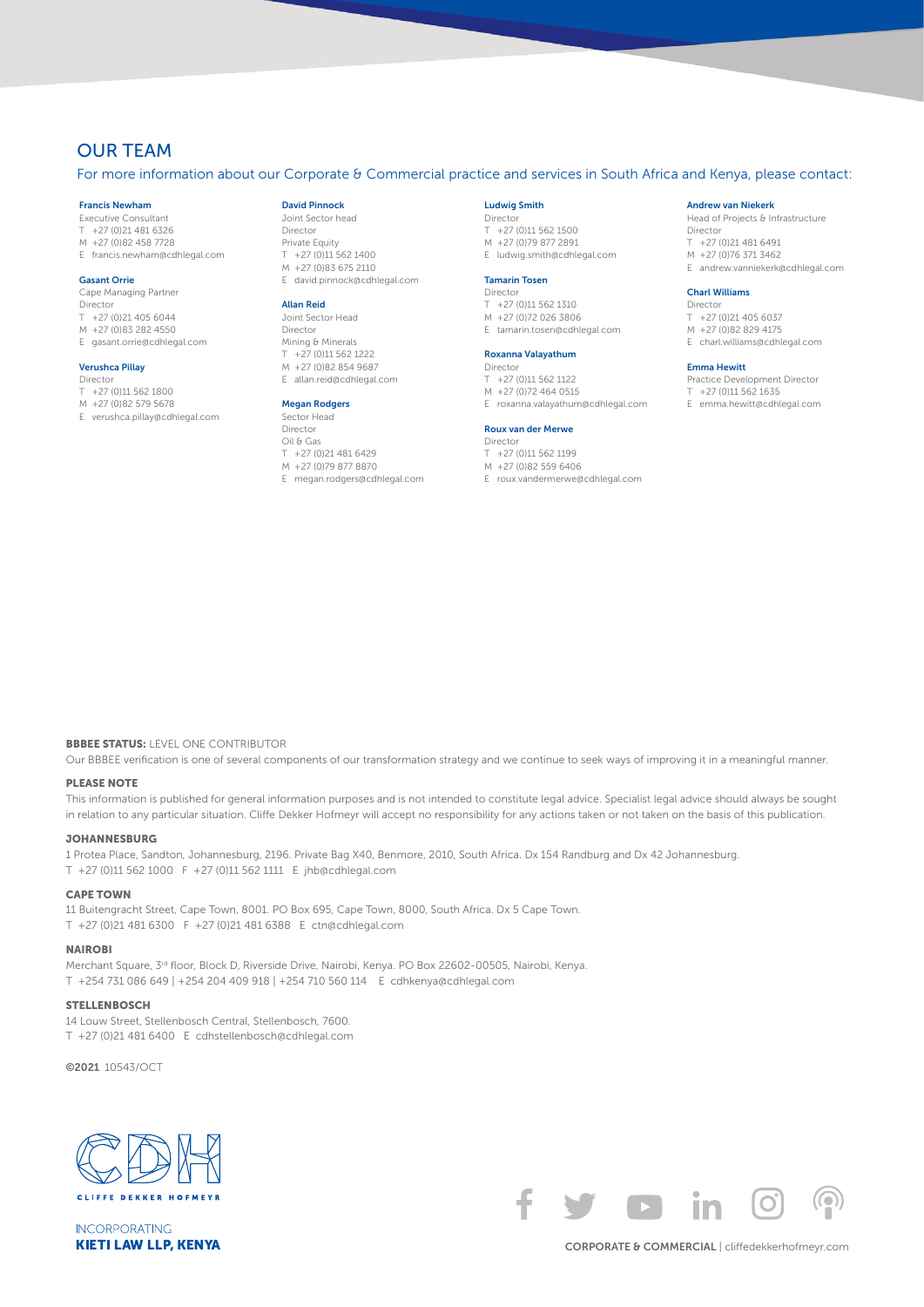## OUR TEAM

For more information about our Corporate & Commercial practice and services in South Africa and Kenya, please contact:

**Francis Newham**
Executive Consultant
T +27 (0)21 481 6326
M +27 (0)82 458 7728
E francis.newham@cdhlegal.com

**Gasant Orrie**
Cape Managing Partner
Director
T +27 (0)21 405 6044
M +27 (0)83 282 4550
E gasant.orrie@cdhlegal.com

**Verushca Pillay**
Director
T +27 (0)11 562 1800
M +27 (0)82 579 5678
E verushca.pillay@cdhlegal.com

**David Pinnock**
Joint Sector head
Director
Private Equity
T +27 (0)11 562 1400
M +27 (0)83 675 2110
E david.pinnock@cdhlegal.com

**Allan Reid**
Joint Sector Head
Director
Mining & Minerals
T +27 (0)11 562 1222
M +27 (0)82 854 9687
E allan.reid@cdhlegal.com

**Megan Rodgers**
Sector Head
Director
Oil & Gas
T +27 (0)21 481 6429
M +27 (0)79 877 8870
E megan.rodgers@cdhlegal.com

**Ludwig Smith**
Director
T +27 (0)11 562 1500
M +27 (0)79 877 2891
E ludwig.smith@cdhlegal.com

**Tamarin Tosen**
Director
T +27 (0)11 562 1310
M +27 (0)72 026 3806
E tamarin.tosen@cdhlegal.com

**Roxanna Valayathum**
Director
T +27 (0)11 562 1122
M +27 (0)72 464 0515
E roxanna.valayathum@cdhlegal.com

**Roux van der Merwe**
Director
T +27 (0)11 562 1199
M +27 (0)82 559 6406
E roux.vandermerwe@cdhlegal.com

**Andrew van Niekerk**
Head of Projects & Infrastructure
Director
T +27 (0)21 481 6491
M +27 (0)76 371 3462
E andrew.vanniekerk@cdhlegal.com

**Charl Williams**
Director
T +27 (0)21 405 6037
M +27 (0)82 829 4175
E charl.williams@cdhlegal.com

**Emma Hewitt**
Practice Development Director
T +27 (0)11 562 1635
E emma.hewitt@cdhlegal.com

**BBBEE STATUS:** LEVEL ONE CONTRIBUTOR

Our BBBEE verification is one of several components of our transformation strategy and we continue to seek ways of improving it in a meaningful manner.

**PLEASE NOTE**

This information is published for general information purposes and is not intended to constitute legal advice. Specialist legal advice should always be sought in relation to any particular situation. Cliffe Dekker Hofmeyr will accept no responsibility for any actions taken or not taken on the basis of this publication.

**JOHANNESBURG**

1 Protea Place, Sandton, Johannesburg, 2196. Private Bag X40, Benmore, 2010, South Africa. Dx 154 Randburg and Dx 42 Johannesburg.
T +27 (0)11 562 1000 F +27 (0)11 562 1111 E jhb@cdhlegal.com

**CAPE TOWN**

11 Buitengracht Street, Cape Town, 8001. PO Box 695, Cape Town, 8000, South Africa. Dx 5 Cape Town.
T +27 (0)21 481 6300 F +27 (0)21 481 6388 E ctn@cdhlegal.com

**NAIROBI**

Merchant Square, 3rd floor, Block D, Riverside Drive, Nairobi, Kenya. PO Box 22602-00505, Nairobi, Kenya.
T +254 731 086 649 | +254 204 409 918 | +254 710 560 114 E cdhkenya@cdhlegal.com

**STELLENBOSCH**

14 Louw Street, Stellenbosch Central, Stellenbosch, 7600.
T +27 (0)21 481 6400 E cdhstellenbosch@cdhlegal.com

**©2021** 10543/OCT

CLIFFE DEKKER HOFMEYR

INCORPORATING
**KIETI LAW LLP, KENYA**

**CORPORATE & COMMERCIAL** | cliffedekkerhofmeyr.com